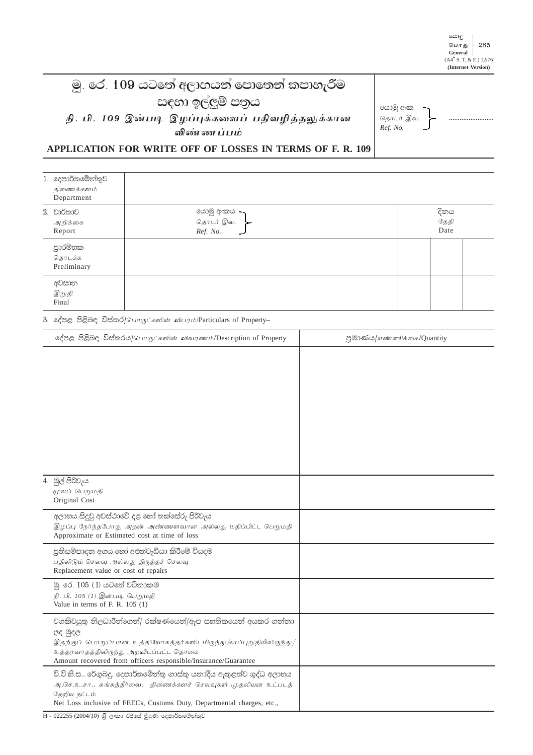පොදු
பொது
General
(A4* S. T. & E.) 12/76
(Internet Version)

# මු. රෙ. 109 යටතේ අලාභයන් පොතෙන් කපාහැරීම සඳහා ඉල්ලුම් පත්‍රය

# நி. பி. 109 இன்படி இழப்புக்களைப் பதிவழித்தலுக்கான விண்ணப்பம்

# APPLICATION FOR WRITE OFF OF LOSSES IN TERMS OF F. R. 109

යොමු අංක / தொடர் இல. / Ref. No. ..........................

| | | | |
|---|---|---|---|
| 1. දෙපාර්තමේන්තුව<br>திணைக்களம்<br>Department | | | |
| 2. වාර්තාව<br>அறிக்கை<br>Report | යොමු අංකය / தொடர் இல. / Ref. No. | දිනය / தேதி / Date | |
| ප්‍රාරම්භක<br>தொடக்க<br>Preliminary | | | |
| අවසාන<br>இறுதி<br>Final | | | |

3. දේපළ පිළිබඳ විස්තර/பொருட்களின் விபரம்/Particulars of Property–

| දේපළ පිළිබඳ විස්තරය/பொருட்களின் விவரணம்/Description of Property | ප්‍රමාණය/எண்ணிக்கை/Quantity |
|---|---|
| | |
| 4. මුල් පිරිවැය<br>மூலப் பெறுமதி<br>Original Cost | |
| අලාභය සිදුවූ අවස්ථාවේ දළ හෝ තක්සේරු පිරිවැය<br>இழப்பு நேர்ந்தபோது அதன் அண்ணளவான அல்லது மதிப்பிட்ட பெறுமதி<br>Approximate or Estimated cost at time of loss | |
| ප්‍රතිසම්පාදන අගය හෝ අළුත්වැඩියා කිරීමේ වියදම<br>பதிலிடும் செலவு அல்லது திருத்தச் செலவு<br>Replacement value or cost of repairs | |
| මු. රෙ. 105 (1) යටතේ වටිනාකම<br>நி. பி. 105 (1) இன்படி பெறுமதி<br>Value in terms of F. R. 105 (1) | |
| වගකිවයුතු නිලධාරීන්ගෙන්/ රක්ෂණයෙන්/ඇප සහතිකයෙන් අයකර ගන්නා ලද මුදල<br>இதற்குப் பொறுப்பான உத்தியோகத்தர்களிடமிருந்து/காப்புறுதியிலிருந்து/உத்தரவாதத்திலிருந்து அறவிடப்பட்ட தொகை<br>Amount recovered from officers responsible/Insurance/Guarantee | |
| වි.වි.හි.ස., රේගුබදු, දෙපාර්තමේන්තු ගාස්තු යනාදිය ඇතුළත්ව ශුද්ධ අලාභය<br>அ.செ.உ.சா., சுங்கத்தீர்வை, திணைக்களச் செலவுகள் முதலியன உட்படத் தேறிய நட்டம்<br>Net Loss inclusive of FEECs, Customs Duty, Departmental charges, etc., | |

H - 022255 (2004/10) ශ්‍රී ලංකා රජයේ මුද්‍රණ දෙපාර්තමේන්තුව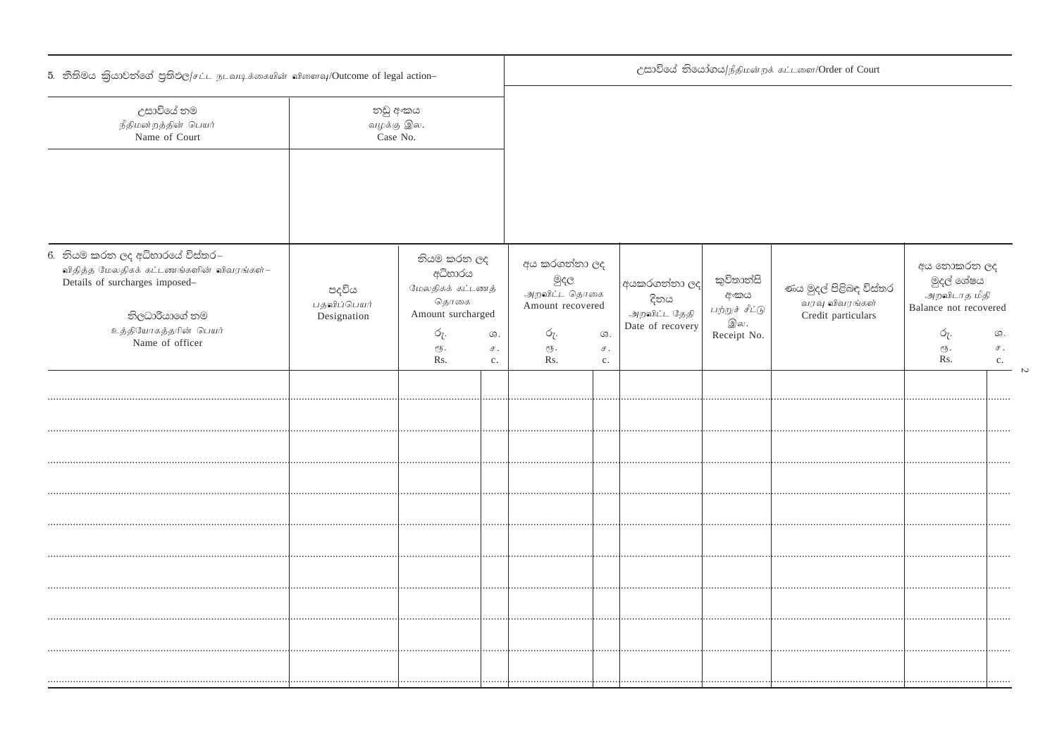5. නීතිමය ක්‍රියාවන්ගේ ප්‍රතිඵල/சட்ட நடவடிக்கையின் விளைவு/Outcome of legal action–

| උසාවියේ නම<br>நீதிமன்றத்தின் பெயர்<br>Name of Court | නඩු අංකය<br>வழக்கு இல.<br>Case No. | උසාවියේ නියෝගය/நீதிமன்றக் கட்டளை/Order of Court |
|---|---|---|
| | | |

6. නියම කරන ලද අධිභාරයේ විස්තර–
விதித்த மேலதிகக் கட்டணங்களின் விவரங்கள்–
Details of surcharges imposed–

| නිලධාරියාගේ නම<br>உத்தியோகத்தரின் பெயர்<br>Name of officer | පදවිය<br>பதவிப்பெயர்<br>Designation | නියම කරන ලද අධිභාරය<br>மேலதிகக் கட்டணத் தொகை<br>Amount surcharged | | අය කරගන්නා ලද මුදල<br>அறவிட்ட தொகை<br>Amount recovered | | අයකරගන්නා ලද දිනය<br>அறவிட்ட தேதி<br>Date of recovery | කුවිතාන්සි අංකය<br>பற்றுச் சீட்டு இல.<br>Receipt No. | ණය මුදල් පිළිබඳ විස්තර<br>வரவு விவரங்கள்<br>Credit particulars | අය නොකරන ලද මුදල් ශේෂය<br>அறவிடாத மீதி<br>Balance not recovered | |
|---|---|---|---|---|---|---|---|---|---|---|
| | | රු.<br>ரூ.<br>Rs. | ශ.<br>ச.<br>c. | රු.<br>ரூ.<br>Rs. | ශ.<br>ச.<br>c. | | | | රු.<br>ரூ.<br>Rs. | ශ.<br>ச.<br>c. |
| ........................ | | | | | | | | | | |
| ........................ | | | | | | | | | | |
| ........................ | | | | | | | | | | |
| ........................ | | | | | | | | | | |
| ........................ | | | | | | | | | | |
| ........................ | | | | | | | | | | |
| ........................ | | | | | | | | | | |
| ........................ | | | | | | | | | | |
| ........................ | | | | | | | | | | |
| ........................ | | | | | | | | | | |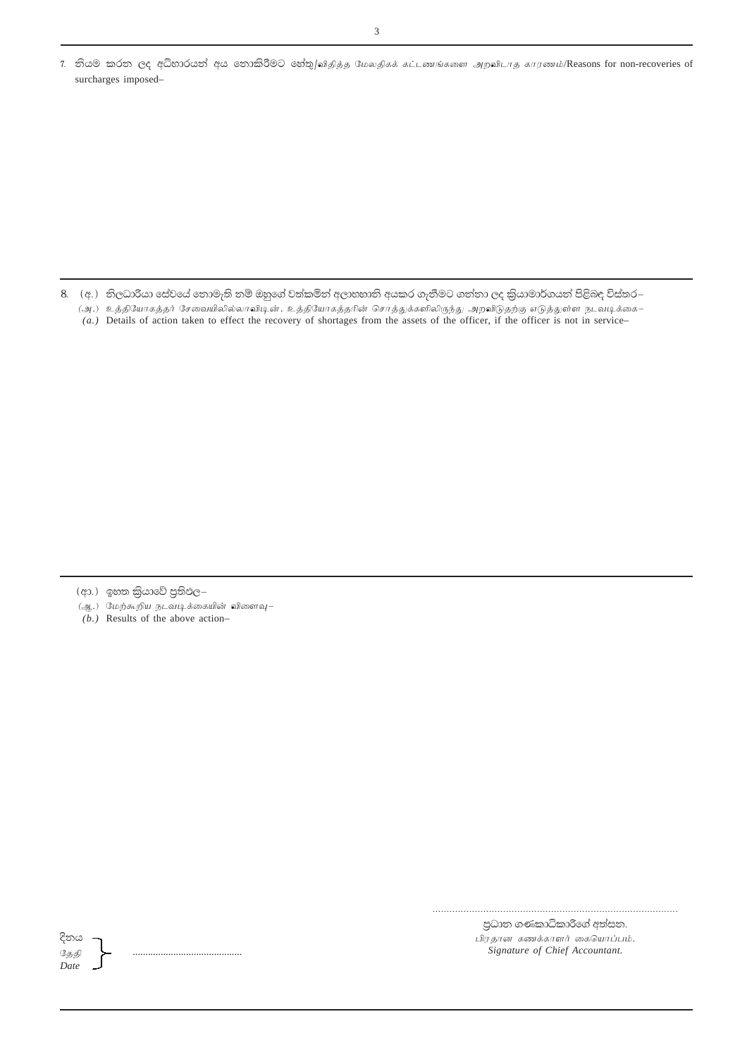7. නියම කරන ලද අධිභාරයන් අය නොකිරීමට හේතු/விதித்த மேலதிகக் கட்டணங்களை அறவிடாத காரணம்/Reasons for non-recoveries of surcharges imposed–

---

8. (අ.) නිලධාරියා සේවයේ නොමැති නම් ඔහුගේ වත්කම්වලින් අලාභහානි අයකර ගැනීමට ගන්නා ලද ක්‍රියාමාර්ගයන් පිළිබඳ විස්තර–
(அ.) உத்தியோகத்தர் சேவையிலில்லாவிடின், உத்தியோகத்தரின் சொத்துக்களிலிருந்து அறவிடுதற்கு எடுத்துள்ள நடவடிக்கை–
*(a.)* Details of action taken to effect the recovery of shortages from the assets of the officer, if the officer is not in service–

---

(ආ.) ඉහත ක්‍රියාවේ ප්‍රතිඵල–
(ஆ.) மேற்கூறிய நடவடிக்கையின் விளைவு–
*(b.)* Results of the above action–

.......................................................................................
ප්‍රධාන ගණකාධිකාරීගේ අත්සන.
*பிரதான கணக்காளர் கையொப்பம்.*
*Signature of Chief Accountant.*

දිනය
*தேதி*
*Date*
..........................................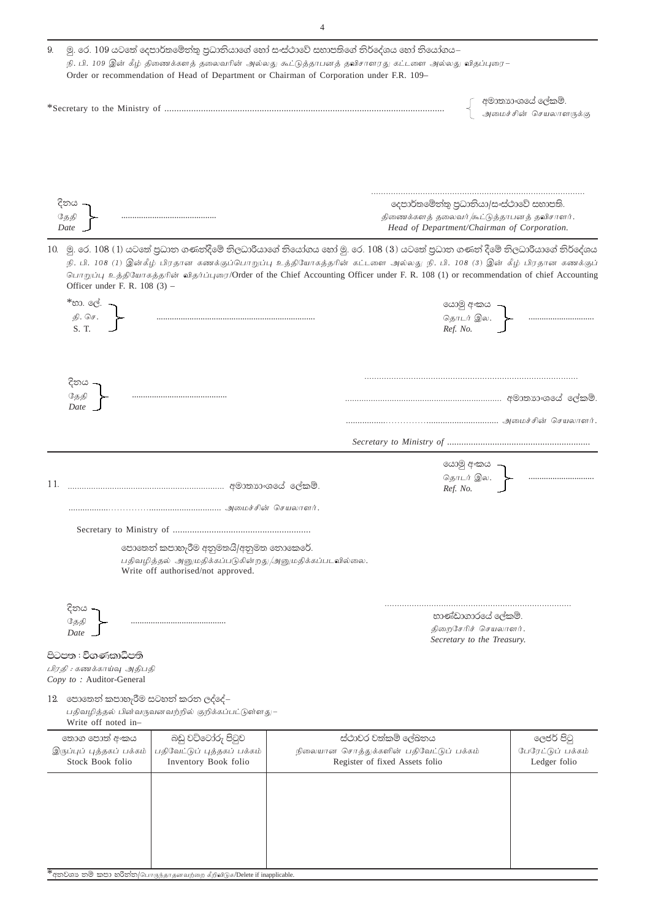9. මු. රෙ. 109 යටතේ දෙපාර්තමේන්තු ප්‍රධානියාගේ හෝ සංස්ථාවේ සභාපතිගේ නිර්දේශය හෝ නියෝගය–
*நி. பி. 109 இன் கீழ் திணைக்களத் தலைவரின் அல்லது கூட்டுத்தாபனத் தவிசாளரது கட்டளை அல்லது விதப்புரை –*
Order or recommendation of Head of Department or Chairman of Corporation under F.R. 109–

*Secretary to the Ministry of .................................................................................................................. අමාත්‍යාංශයේ ලේකම්. / *அமைச்சின் செயலாளருக்கு*

දිනය / தேதி / *Date* ..........................................

.......................................................................................
දෙපාර්තමේන්තු ප්‍රධානියා/සංස්ථාවේ සභාපති.
*திணைக்களத் தலைவர்/கூட்டுத்தாபனத் தவிசாளர்.*
*Head of Department/Chairman of Corporation.*

10. මු. රෙ. 108 (1) යටතේ ප්‍රධාන ගණන්දීමේ නිලධාරියාගේ නියෝගය හෝ මු. රෙ. 108 (3) යටතේ ප්‍රධාන ගණන් දීමේ නිලධාරියාගේ නිර්දේශය
*நி. பி. 108 (1) இன்கீழ் பிரதான கணக்குப்பொறுப்பு உத்தியோகத்தரின் கட்டளை அல்லது நி. பி. 108 (3) இன் கீழ் பிரதான கணக்குப் பொறுப்பு உத்தியோகத்தரின் விதர்ப்புரை*/Order of the Chief Accounting Officer under F. R. 108 (1) or recommendation of chief Accounting Officer under F. R. 108 (3) –

*භා. ලේ. / *தி. செ.* / S. T. ....................................................................... යොමු අංකය / தொடர் இல. / *Ref. No.* .............................

දිනය / தேதி / *Date* ..........................................

.......................................................................................
.................................................................. අමාත්‍යාංශයේ ලේකම්.
.................................................................. *அமைச்சின் செயலாளர்.*
*Secretary to Ministry of ...........................................................*

11. .................................................................. අමාත්‍යාංශයේ ලේකම්. යොමු අංකය / தொடர் இல. / *Ref. No.* .............................

.................................................................. *அமைச்சின் செயலாளர்.*

Secretary to Ministry of ........................................................

පොතෙන් කපාහැරීම අනුමතයි/අනුමත නොකෙරේ.
*பதிவழித்தல் அனுமதிக்கப்படுகின்றது/அனுமதிக்கப்படவில்லை.*
Write off authorised/not approved.

දිනය / தேதி / *Date* ..........................................

...........................................................................
භාණ්ඩාගාරයේ ලේකම්.
*திறைசேரிச் செயலாளர்.*
*Secretary to the Treasury.*

පිටපත : විගණකාධිපති
*பிரதி : கணக்காய்வு அதிபதி*
*Copy to :* Auditor-General

12. පොතෙන් කපාහැරීම සටහන් කරන ලද්දේ–
*பதிவழித்தல் பின்வருவனவற்றில் குறிக்கப்பட்டுள்ளது–*
Write off noted in–

| තොග පොත් අංකය<br>இருப்புப் புத்தகப் பக்கம்<br>Stock Book folio | බඩු වට්ටෝරු පිටුව<br>பதிவேட்டுப் புத்தகப் பக்கம்<br>Inventory Book folio | ස්ථාවර වත්කම් ලේඛනය<br>நிலையான சொத்துக்களின் பதிவேட்டுப் பக்கம்<br>Register of fixed Assets folio | ලෙජර් පිටු<br>பேரேட்டுப் பக்கம்<br>Ledger folio |
|---|---|---|---|
| | | | |

*අනවශ්‍ය නම් කපා හරින්න/*பொருந்தாதனவற்றை கீறிவிடுக*/Delete if inapplicable.